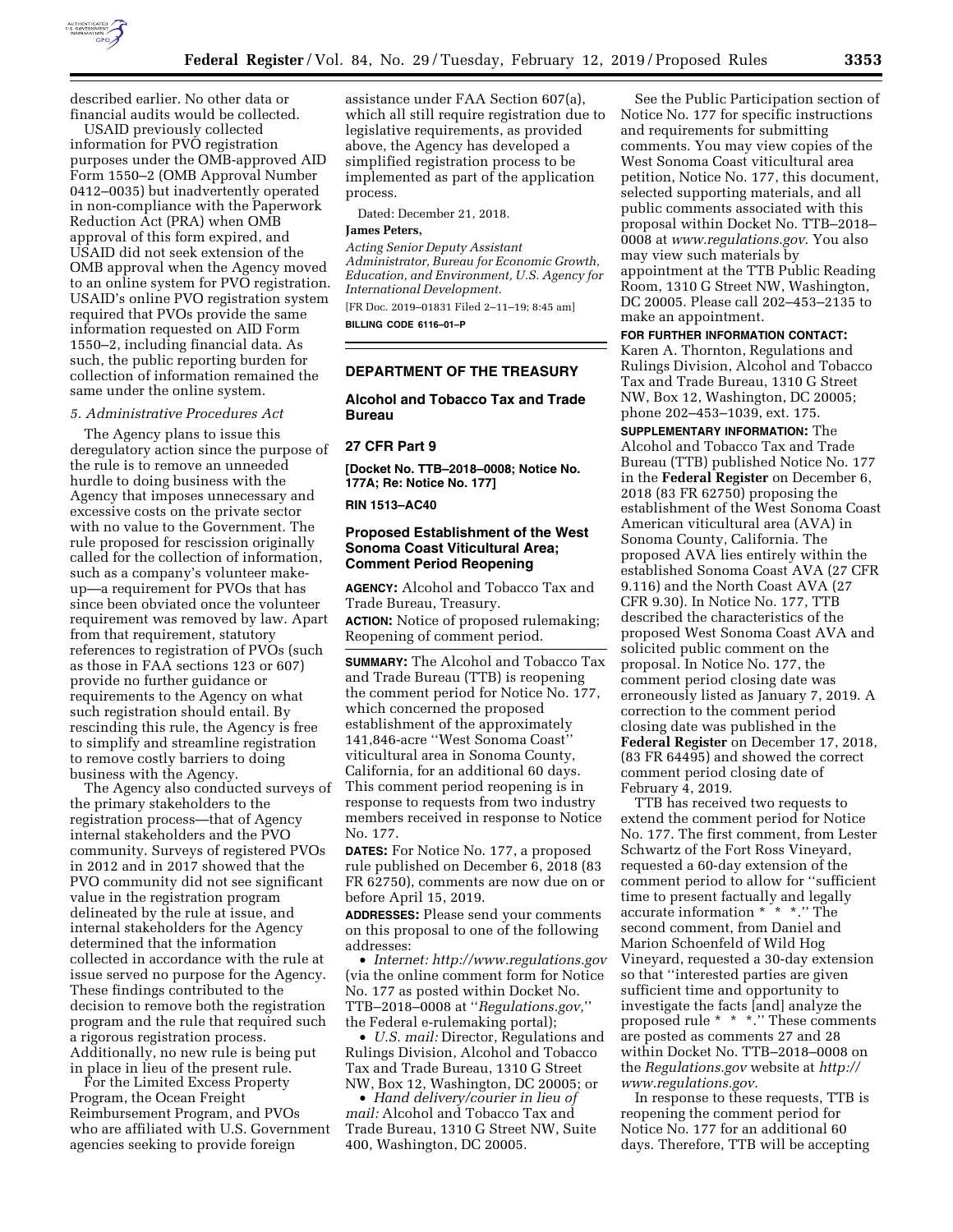described earlier. No other data or financial audits would be collected.

USAID previously collected information for PVO registration purposes under the OMB-approved AID Form 1550–2 (OMB Approval Number 0412–0035) but inadvertently operated in non-compliance with the Paperwork Reduction Act (PRA) when OMB approval of this form expired, and USAID did not seek extension of the OMB approval when the Agency moved to an online system for PVO registration. USAID's online PVO registration system required that PVOs provide the same information requested on AID Form 1550–2, including financial data. As such, the public reporting burden for collection of information remained the same under the online system.

*5. Administrative Procedures Act*

The Agency plans to issue this deregulatory action since the purpose of the rule is to remove an unneeded hurdle to doing business with the Agency that imposes unnecessary and excessive costs on the private sector with no value to the Government. The rule proposed for rescission originally called for the collection of information, such as a company's volunteer make-up—a requirement for PVOs that has since been obviated once the volunteer requirement was removed by law. Apart from that requirement, statutory references to registration of PVOs (such as those in FAA sections 123 or 607) provide no further guidance or requirements to the Agency on what such registration should entail. By rescinding this rule, the Agency is free to simplify and streamline registration to remove costly barriers to doing business with the Agency.

The Agency also conducted surveys of the primary stakeholders to the registration process—that of Agency internal stakeholders and the PVO community. Surveys of registered PVOs in 2012 and in 2017 showed that the PVO community did not see significant value in the registration program delineated by the rule at issue, and internal stakeholders for the Agency determined that the information collected in accordance with the rule at issue served no purpose for the Agency. These findings contributed to the decision to remove both the registration program and the rule that required such a rigorous registration process. Additionally, no new rule is being put in place in lieu of the present rule.

For the Limited Excess Property Program, the Ocean Freight Reimbursement Program, and PVOs who are affiliated with U.S. Government agencies seeking to provide foreign assistance under FAA Section 607(a), which all still require registration due to legislative requirements, as provided above, the Agency has developed a simplified registration process to be implemented as part of the application process.

Dated: December 21, 2018.

**James Peters,**

*Acting Senior Deputy Assistant Administrator, Bureau for Economic Growth, Education, and Environment, U.S. Agency for International Development.*

[FR Doc. 2019–01831 Filed 2–11–19; 8:45 am]

**BILLING CODE 6116–01–P**

---

## DEPARTMENT OF THE TREASURY

### Alcohol and Tobacco Tax and Trade Bureau

### 27 CFR Part 9

**[Docket No. TTB–2018–0008; Notice No. 177A; Re: Notice No. 177]**

**RIN 1513–AC40**

## Proposed Establishment of the West Sonoma Coast Viticultural Area; Comment Period Reopening

**AGENCY:** Alcohol and Tobacco Tax and Trade Bureau, Treasury.

**ACTION:** Notice of proposed rulemaking; Reopening of comment period.

**SUMMARY:** The Alcohol and Tobacco Tax and Trade Bureau (TTB) is reopening the comment period for Notice No. 177, which concerned the proposed establishment of the approximately 141,846-acre ''West Sonoma Coast'' viticultural area in Sonoma County, California, for an additional 60 days. This comment period reopening is in response to requests from two industry members received in response to Notice No. 177.

**DATES:** For Notice No. 177, a proposed rule published on December 6, 2018 (83 FR 62750), comments are now due on or before April 15, 2019.

**ADDRESSES:** Please send your comments on this proposal to one of the following addresses:

- *Internet: http://www.regulations.gov* (via the online comment form for Notice No. 177 as posted within Docket No. TTB–2018–0008 at ''*Regulations.gov,*'' the Federal e-rulemaking portal);
- *U.S. mail:* Director, Regulations and Rulings Division, Alcohol and Tobacco Tax and Trade Bureau, 1310 G Street NW, Box 12, Washington, DC 20005; or
- *Hand delivery/courier in lieu of mail:* Alcohol and Tobacco Tax and Trade Bureau, 1310 G Street NW, Suite 400, Washington, DC 20005.

See the Public Participation section of Notice No. 177 for specific instructions and requirements for submitting comments. You may view copies of the West Sonoma Coast viticultural area petition, Notice No. 177, this document, selected supporting materials, and all public comments associated with this proposal within Docket No. TTB–2018–0008 at *www.regulations.gov.* You also may view such materials by appointment at the TTB Public Reading Room, 1310 G Street NW, Washington, DC 20005. Please call 202–453–2135 to make an appointment.

**FOR FURTHER INFORMATION CONTACT:** Karen A. Thornton, Regulations and Rulings Division, Alcohol and Tobacco Tax and Trade Bureau, 1310 G Street NW, Box 12, Washington, DC 20005; phone 202–453–1039, ext. 175.

**SUPPLEMENTARY INFORMATION:** The Alcohol and Tobacco Tax and Trade Bureau (TTB) published Notice No. 177 in the **Federal Register** on December 6, 2018 (83 FR 62750) proposing the establishment of the West Sonoma Coast American viticultural area (AVA) in Sonoma County, California. The proposed AVA lies entirely within the established Sonoma Coast AVA (27 CFR 9.116) and the North Coast AVA (27 CFR 9.30). In Notice No. 177, TTB described the characteristics of the proposed West Sonoma Coast AVA and solicited public comment on the proposal. In Notice No. 177, the comment period closing date was erroneously listed as January 7, 2019. A correction to the comment period closing date was published in the **Federal Register** on December 17, 2018, (83 FR 64495) and showed the correct comment period closing date of February 4, 2019.

TTB has received two requests to extend the comment period for Notice No. 177. The first comment, from Lester Schwartz of the Fort Ross Vineyard, requested a 60-day extension of the comment period to allow for ''sufficient time to present factually and legally accurate information * * *.'' The second comment, from Daniel and Marion Schoenfeld of Wild Hog Vineyard, requested a 30-day extension so that ''interested parties are given sufficient time and opportunity to investigate the facts [and] analyze the proposed rule * * *.'' These comments are posted as comments 27 and 28 within Docket No. TTB–2018–0008 on the *Regulations.gov* website at *http://www.regulations.gov.*

In response to these requests, TTB is reopening the comment period for Notice No. 177 for an additional 60 days. Therefore, TTB will be accepting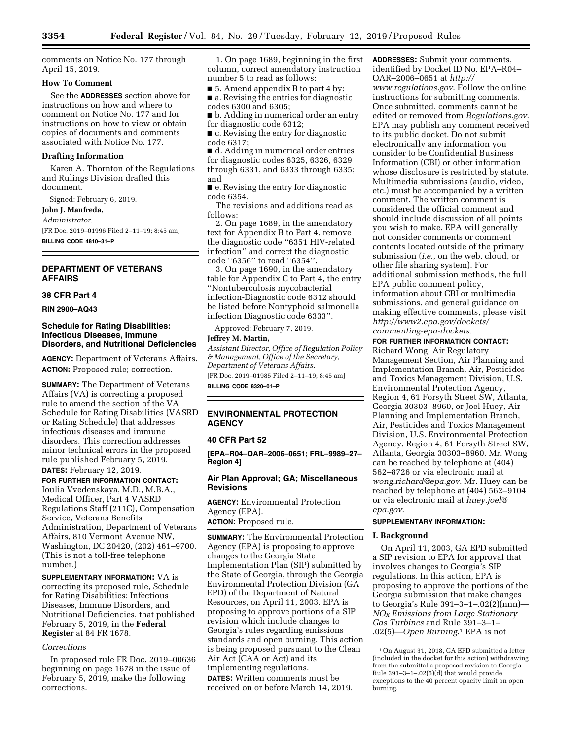comments on Notice No. 177 through April 15, 2019.

### How To Comment

See the **ADDRESSES** section above for instructions on how and where to comment on Notice No. 177 and for instructions on how to view or obtain copies of documents and comments associated with Notice No. 177.

### Drafting Information

Karen A. Thornton of the Regulations and Rulings Division drafted this document.

Signed: February 6, 2019.

**John J. Manfreda,**

*Administrator.*

[FR Doc. 2019–01996 Filed 2–11–19; 8:45 am]

**BILLING CODE 4810–31–P**

## DEPARTMENT OF VETERANS AFFAIRS

### 38 CFR Part 4

**RIN 2900–AQ43**

### Schedule for Rating Disabilities: Infectious Diseases, Immune Disorders, and Nutritional Deficiencies

**AGENCY:** Department of Veterans Affairs.

**ACTION:** Proposed rule; correction.

**SUMMARY:** The Department of Veterans Affairs (VA) is correcting a proposed rule to amend the section of the VA Schedule for Rating Disabilities (VASRD or Rating Schedule) that addresses infectious diseases and immune disorders. This correction addresses minor technical errors in the proposed rule published February 5, 2019.

**DATES:** February 12, 2019.

**FOR FURTHER INFORMATION CONTACT:** Ioulia Vvedenskaya, M.D., M.B.A., Medical Officer, Part 4 VASRD Regulations Staff (211C), Compensation Service, Veterans Benefits Administration, Department of Veterans Affairs, 810 Vermont Avenue NW, Washington, DC 20420, (202) 461–9700. (This is not a toll-free telephone number.)

**SUPPLEMENTARY INFORMATION:** VA is correcting its proposed rule, Schedule for Rating Disabilities: Infectious Diseases, Immune Disorders, and Nutritional Deficiencies, that published February 5, 2019, in the **Federal Register** at 84 FR 1678.

*Corrections*

In proposed rule FR Doc. 2019–00636 beginning on page 1678 in the issue of February 5, 2019, make the following corrections.

1. On page 1689, beginning in the first column, correct amendatory instruction number 5 to read as follows:

■ 5. Amend appendix B to part 4 by:

■ a. Revising the entries for diagnostic codes 6300 and 6305;

■ b. Adding in numerical order an entry for diagnostic code 6312;

■ c. Revising the entry for diagnostic code 6317;

■ d. Adding in numerical order entries for diagnostic codes 6325, 6326, 6329 through 6331, and 6333 through 6335; and

■ e. Revising the entry for diagnostic code 6354.

The revisions and additions read as follows:

2. On page 1689, in the amendatory text for Appendix B to Part 4, remove the diagnostic code ''6351 HIV-related infection'' and correct the diagnostic code ''6356'' to read ''6354''.

3. On page 1690, in the amendatory table for Appendix C to Part 4, the entry ''Nontuberculosis mycobacterial infection-Diagnostic code 6312 should be listed before Nontyphoid salmonella infection Diagnostic code 6333''.

Approved: February 7, 2019.

**Jeffrey M. Martin,**

*Assistant Director, Office of Regulation Policy & Management, Office of the Secretary, Department of Veterans Affairs.*

[FR Doc. 2019–01985 Filed 2–11–19; 8:45 am]

**BILLING CODE 8320–01–P**

## ENVIRONMENTAL PROTECTION AGENCY

### 40 CFR Part 52

**[EPA–R04–OAR–2006–0651; FRL–9989–27–Region 4]**

### Air Plan Approval; GA; Miscellaneous Revisions

**AGENCY:** Environmental Protection Agency (EPA).

**ACTION:** Proposed rule.

**SUMMARY:** The Environmental Protection Agency (EPA) is proposing to approve changes to the Georgia State Implementation Plan (SIP) submitted by the State of Georgia, through the Georgia Environmental Protection Division (GA EPD) of the Department of Natural Resources, on April 11, 2003. EPA is proposing to approve portions of a SIP revision which include changes to Georgia's rules regarding emissions standards and open burning. This action is being proposed pursuant to the Clean Air Act (CAA or Act) and its implementing regulations.

**DATES:** Written comments must be received on or before March 14, 2019.

**ADDRESSES:** Submit your comments, identified by Docket ID No. EPA–R04–OAR–2006–0651 at *http://www.regulations.gov*. Follow the online instructions for submitting comments. Once submitted, comments cannot be edited or removed from *Regulations.gov*. EPA may publish any comment received to its public docket. Do not submit electronically any information you consider to be Confidential Business Information (CBI) or other information whose disclosure is restricted by statute. Multimedia submissions (audio, video, etc.) must be accompanied by a written comment. The written comment is considered the official comment and should include discussion of all points you wish to make. EPA will generally not consider comments or comment contents located outside of the primary submission (*i.e.,* on the web, cloud, or other file sharing system). For additional submission methods, the full EPA public comment policy, information about CBI or multimedia submissions, and general guidance on making effective comments, please visit *http://www2.epa.gov/dockets/commenting-epa-dockets*.

**FOR FURTHER INFORMATION CONTACT:** Richard Wong, Air Regulatory Management Section, Air Planning and Implementation Branch, Air, Pesticides and Toxics Management Division, U.S. Environmental Protection Agency, Region 4, 61 Forsyth Street SW, Atlanta, Georgia 30303–8960, or Joel Huey, Air Planning and Implementation Branch, Air, Pesticides and Toxics Management Division, U.S. Environmental Protection Agency, Region 4, 61 Forsyth Street SW, Atlanta, Georgia 30303–8960. Mr. Wong can be reached by telephone at (404) 562–8726 or via electronic mail at *wong.richard@epa.gov*. Mr. Huey can be reached by telephone at (404) 562–9104 or via electronic mail at *huey.joel@epa.gov*.

**SUPPLEMENTARY INFORMATION:**

### I. Background

On April 11, 2003, GA EPD submitted a SIP revision to EPA for approval that involves changes to Georgia's SIP regulations. In this action, EPA is proposing to approve the portions of the Georgia submission that make changes to Georgia's Rule 391–3–1–.02(2)(nnn)—*$NO_X$ Emissions from Large Stationary Gas Turbines* and Rule 391–3–1–.02(5)—*Open Burning.*[1] EPA is not

[1] On August 31, 2018, GA EPD submitted a letter (included in the docket for this action) withdrawing from the submittal a proposed revision to Georgia Rule 391–3–1–.02(5)(d) that would provide exceptions to the 40 percent opacity limit on open burning.